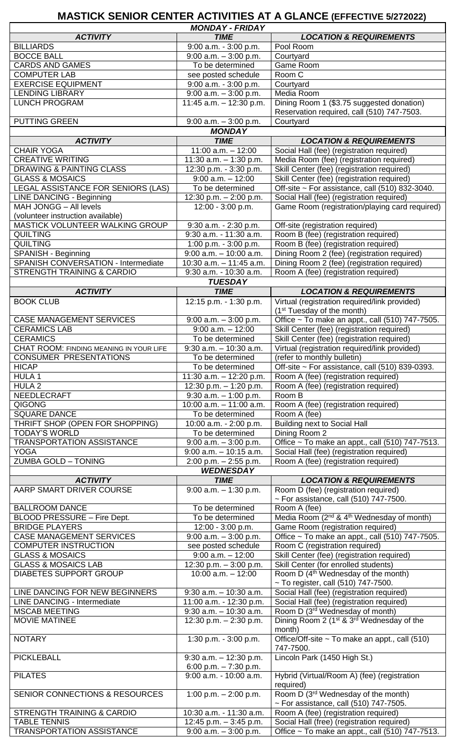# MASTICK SENIOR CENTER ACTIVITIES AT A GLANCE (EFFECTIVE 5/272022)

| ***MONDAY - FRIDAY*** | | |
|---|---|---|
| ***ACTIVITY*** | ***TIME*** | ***LOCATION & REQUIREMENTS*** |
| BILLIARDS | 9:00 a.m. - 3:00 p.m. | Pool Room |
| BOCCE BALL | 9:00 a.m. – 3:00 p.m. | Courtyard |
| CARDS AND GAMES | To be determined | Game Room |
| COMPUTER LAB | see posted schedule | Room C |
| EXERCISE EQUIPMENT | 9:00 a.m. - 3:00 p.m. | Courtyard |
| LENDING LIBRARY | 9:00 a.m. – 3:00 p.m. | Media Room |
| LUNCH PROGRAM | 11:45 a.m. – 12:30 p.m. | Dining Room 1 ($3.75 suggested donation) Reservation required, call (510) 747-7503. |
| PUTTING GREEN | 9:00 a.m. – 3:00 p.m. | Courtyard |

| ***MONDAY*** | | |
|---|---|---|
| ***ACTIVITY*** | ***TIME*** | ***LOCATION & REQUIREMENTS*** |
| CHAIR YOGA | 11:00 a.m. – 12:00 | Social Hall (fee) (registration required) |
| CREATIVE WRITING | 11:30 a.m. – 1:30 p.m. | Media Room (fee) (registration required) |
| DRAWING & PAINTING CLASS | 12:30 p.m. - 3:30 p.m. | Skill Center (fee) (registration required) |
| GLASS & MOSAICS | 9:00 a.m. – 12:00 | Skill Center (fee) (registration required) |
| LEGAL ASSISTANCE FOR SENIORS (LAS) | To be determined | Off-site ~ For assistance, call (510) 832-3040. |
| LINE DANCING - Beginning | 12:30 p.m. – 2:00 p.m. | Social Hall (fee) (registration required) |
| MAH JONGG – All levels (volunteer instruction available) | 12:00 - 3:00 p.m. | Game Room (registration/playing card required) |
| MASTICK VOLUNTEER WALKING GROUP | 9:30 a.m. - 2:30 p.m. | Off-site (registration required) |
| QUILTING | 9:30 a.m. - 11:30 a.m. | Room B (fee) (registration required) |
| QUILTING | 1:00 p.m. - 3:00 p.m. | Room B (fee) (registration required) |
| SPANISH - Beginning | 9:00 a.m. – 10:00 a.m. | Dining Room 2 (fee) (registration required) |
| SPANISH CONVERSATION - Intermediate | 10:30 a.m. – 11:45 a.m. | Dining Room 2 (fee) (registration required) |
| STRENGTH TRAINING & CARDIO | 9:30 a.m. - 10:30 a.m. | Room A (fee) (registration required) |

| ***TUESDAY*** | | |
|---|---|---|
| ***ACTIVITY*** | ***TIME*** | ***LOCATION & REQUIREMENTS*** |
| BOOK CLUB | 12:15 p.m. - 1:30 p.m. | Virtual (registration required/link provided) (1st Tuesday of the month) |
| CASE MANAGEMENT SERVICES | 9:00 a.m. – 3:00 p.m. | Office ~ To make an appt., call (510) 747-7505. |
| CERAMICS LAB | 9:00 a.m. – 12:00 | Skill Center (fee) (registration required) |
| CERAMICS | To be determined | Skill Center (fee) (registration required) |
| CHAT ROOM: FINDING MEANING IN YOUR LIFE | 9:30 a.m. – 10:30 a.m. | Virtual (registration required/link provided) |
| CONSUMER PRESENTATIONS | To be determined | (refer to monthly bulletin) |
| HICAP | To be determined | Off-site ~ For assistance, call (510) 839-0393. |
| HULA 1 | 11:30 a.m. – 12:20 p.m. | Room A (fee) (registration required) |
| HULA 2 | 12:30 p.m. – 1:20 p.m. | Room A (fee) (registration required) |
| NEEDLECRAFT | 9:30 a.m. – 1:00 p.m. | Room B |
| QIGONG | 10:00 a.m. – 11:00 a.m. | Room A (fee) (registration required) |
| SQUARE DANCE | To be determined | Room A (fee) |
| THRIFT SHOP (OPEN FOR SHOPPING) | 10:00 a.m. - 2:00 p.m. | Building next to Social Hall |
| TODAY'S WORLD | To be determined | Dining Room 2 |
| TRANSPORTATION ASSISTANCE | 9:00 a.m. – 3:00 p.m. | Office ~ To make an appt., call (510) 747-7513. |
| YOGA | 9:00 a.m. – 10:15 a.m. | Social Hall (fee) (registration required) |
| ZUMBA GOLD – TONING | 2:00 p.m. – 2:55 p.m. | Room A (fee) (registration required) |

| ***WEDNESDAY*** | | |
|---|---|---|
| ***ACTIVITY*** | ***TIME*** | ***LOCATION & REQUIREMENTS*** |
| AARP SMART DRIVER COURSE | 9:00 a.m. – 1:30 p.m. | Room D (fee) (registration required) ~ For assistance, call (510) 747-7500. |
| BALLROOM DANCE | To be determined | Room A (fee) |
| BLOOD PRESSURE – Fire Dept. | To be determined | Media Room (2nd & 4th Wednesday of month) |
| BRIDGE PLAYERS | 12:00 - 3:00 p.m. | Game Room (registration required) |
| CASE MANAGEMENT SERVICES | 9:00 a.m. – 3:00 p.m. | Office ~ To make an appt., call (510) 747-7505. |
| COMPUTER INSTRUCTION | see posted schedule | Room C (registration required) |
| GLASS & MOSAICS | 9:00 a.m. – 12:00 | Skill Center (fee) (registration required) |
| GLASS & MOSAICS LAB | 12:30 p.m. – 3:00 p.m. | Skill Center (for enrolled students) |
| DIABETES SUPPORT GROUP | 10:00 a.m. – 12:00 | Room D (4th Wednesday of the month) ~ To register, call (510) 747-7500. |
| LINE DANCING FOR NEW BEGINNERS | 9:30 a.m. – 10:30 a.m. | Social Hall (fee) (registration required) |
| LINE DANCING - Intermediate | 11:00 a.m. - 12:30 p.m. | Social Hall (fee) (registration required) |
| MSCAB MEETING | 9:30 a.m. – 10:30 a.m. | Room D (3rd Wednesday of month) |
| MOVIE MATINEE | 12:30 p.m. – 2:30 p.m. | Dining Room 2 (1st & 3rd Wednesday of the month) |
| NOTARY | 1:30 p.m. - 3:00 p.m. | Office/Off-site ~ To make an appt., call (510) 747-7500. |
| PICKLEBALL | 9:30 a.m. – 12:30 p.m. 6:00 p.m. – 7:30 p.m. | Lincoln Park (1450 High St.) |
| PILATES | 9:00 a.m. - 10:00 a.m. | Hybrid (Virtual/Room A) (fee) (registration required) |
| SENIOR CONNECTIONS & RESOURCES | 1:00 p.m. – 2:00 p.m. | Room D (3rd Wednesday of the month) ~ For assistance, call (510) 747-7505. |
| STRENGTH TRAINING & CARDIO | 10:30 a.m. - 11:30 a.m. | Room A (fee) (registration required) |
| TABLE TENNIS | 12:45 p.m. – 3:45 p.m. | Social Hall (free) (registration required) |
| TRANSPORTATION ASSISTANCE | 9:00 a.m. – 3:00 p.m. | Office ~ To make an appt., call (510) 747-7513. |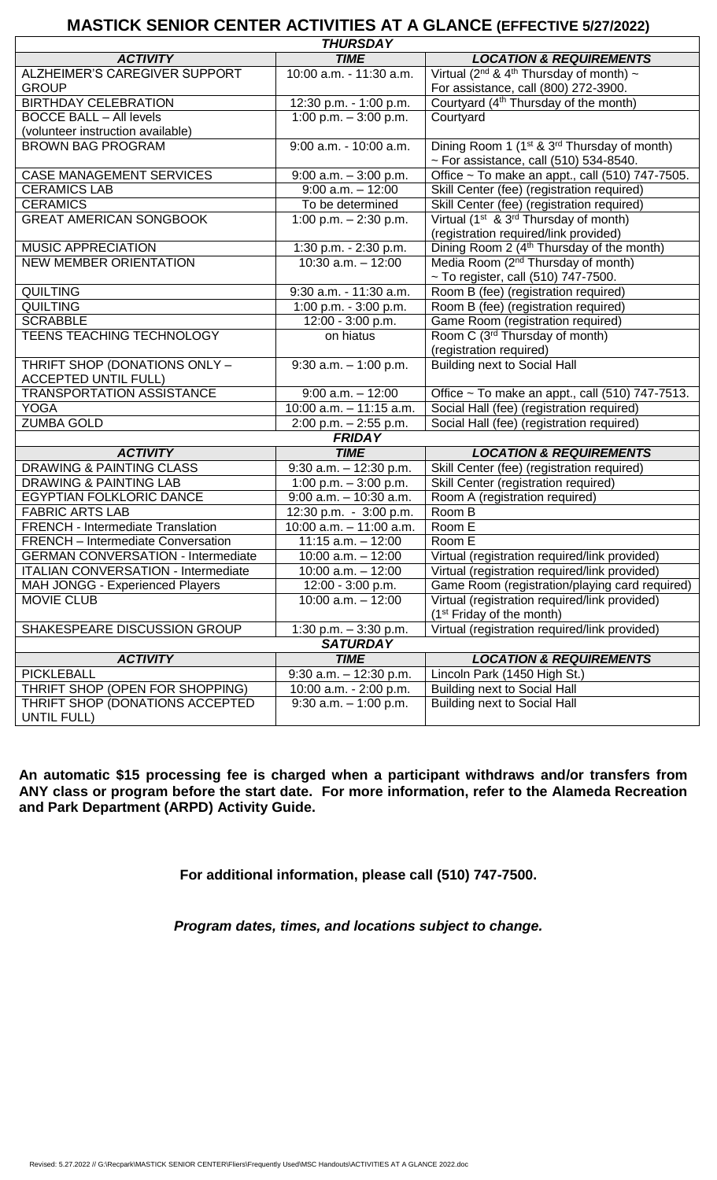# MASTICK SENIOR CENTER ACTIVITIES AT A GLANCE (EFFECTIVE 5/27/2022)

| ***THURSDAY*** | | |
|---|---|---|
| ***ACTIVITY*** | ***TIME*** | ***LOCATION & REQUIREMENTS*** |
| ALZHEIMER'S CAREGIVER SUPPORT GROUP | 10:00 a.m. - 11:30 a.m. | Virtual (2nd & 4th Thursday of month) ~ For assistance, call (800) 272-3900. |
| BIRTHDAY CELEBRATION | 12:30 p.m. - 1:00 p.m. | Courtyard (4th Thursday of the month) |
| BOCCE BALL – All levels (volunteer instruction available) | 1:00 p.m. – 3:00 p.m. | Courtyard |
| BROWN BAG PROGRAM | 9:00 a.m. - 10:00 a.m. | Dining Room 1 (1st & 3rd Thursday of month) ~ For assistance, call (510) 534-8540. |
| CASE MANAGEMENT SERVICES | 9:00 a.m. – 3:00 p.m. | Office ~ To make an appt., call (510) 747-7505. |
| CERAMICS LAB | 9:00 a.m. – 12:00 | Skill Center (fee) (registration required) |
| CERAMICS | To be determined | Skill Center (fee) (registration required) |
| GREAT AMERICAN SONGBOOK | 1:00 p.m. – 2:30 p.m. | Virtual (1st & 3rd Thursday of month) (registration required/link provided) |
| MUSIC APPRECIATION | 1:30 p.m. - 2:30 p.m. | Dining Room 2 (4th Thursday of the month) |
| NEW MEMBER ORIENTATION | 10:30 a.m. – 12:00 | Media Room (2nd Thursday of month) ~ To register, call (510) 747-7500. |
| QUILTING | 9:30 a.m. - 11:30 a.m. | Room B (fee) (registration required) |
| QUILTING | 1:00 p.m. - 3:00 p.m. | Room B (fee) (registration required) |
| SCRABBLE | 12:00 - 3:00 p.m. | Game Room (registration required) |
| TEENS TEACHING TECHNOLOGY | on hiatus | Room C (3rd Thursday of month) (registration required) |
| THRIFT SHOP (DONATIONS ONLY – ACCEPTED UNTIL FULL) | 9:30 a.m. – 1:00 p.m. | Building next to Social Hall |
| TRANSPORTATION ASSISTANCE | 9:00 a.m. – 12:00 | Office ~ To make an appt., call (510) 747-7513. |
| YOGA | 10:00 a.m. – 11:15 a.m. | Social Hall (fee) (registration required) |
| ZUMBA GOLD | 2:00 p.m. – 2:55 p.m. | Social Hall (fee) (registration required) |
| ***FRIDAY*** | | |
| ***ACTIVITY*** | ***TIME*** | ***LOCATION & REQUIREMENTS*** |
| DRAWING & PAINTING CLASS | 9:30 a.m. – 12:30 p.m. | Skill Center (fee) (registration required) |
| DRAWING & PAINTING LAB | 1:00 p.m. – 3:00 p.m. | Skill Center (registration required) |
| EGYPTIAN FOLKLORIC DANCE | 9:00 a.m. – 10:30 a.m. | Room A (registration required) |
| FABRIC ARTS LAB | 12:30 p.m. - 3:00 p.m. | Room B |
| FRENCH - Intermediate Translation | 10:00 a.m. – 11:00 a.m. | Room E |
| FRENCH – Intermediate Conversation | 11:15 a.m. – 12:00 | Room E |
| GERMAN CONVERSATION - Intermediate | 10:00 a.m. – 12:00 | Virtual (registration required/link provided) |
| ITALIAN CONVERSATION - Intermediate | 10:00 a.m. – 12:00 | Virtual (registration required/link provided) |
| MAH JONGG - Experienced Players | 12:00 - 3:00 p.m. | Game Room (registration/playing card required) |
| MOVIE CLUB | 10:00 a.m. – 12:00 | Virtual (registration required/link provided) (1st Friday of the month) |
| SHAKESPEARE DISCUSSION GROUP | 1:30 p.m. – 3:30 p.m. | Virtual (registration required/link provided) |
| ***SATURDAY*** | | |
| ***ACTIVITY*** | ***TIME*** | ***LOCATION & REQUIREMENTS*** |
| PICKLEBALL | 9:30 a.m. – 12:30 p.m. | Lincoln Park (1450 High St.) |
| THRIFT SHOP (OPEN FOR SHOPPING) | 10:00 a.m. - 2:00 p.m. | Building next to Social Hall |
| THRIFT SHOP (DONATIONS ACCEPTED UNTIL FULL) | 9:30 a.m. – 1:00 p.m. | Building next to Social Hall |

**An automatic $15 processing fee is charged when a participant withdraws and/or transfers from ANY class or program before the start date. For more information, refer to the Alameda Recreation and Park Department (ARPD) Activity Guide.**

**For additional information, please call (510) 747-7500.**

***Program dates, times, and locations subject to change.***

Revised: 5.27.2022 // G:\Recpark\MASTICK SENIOR CENTER\Fliers\Frequently Used\MSC Handouts\ACTIVITIES AT A GLANCE 2022.doc